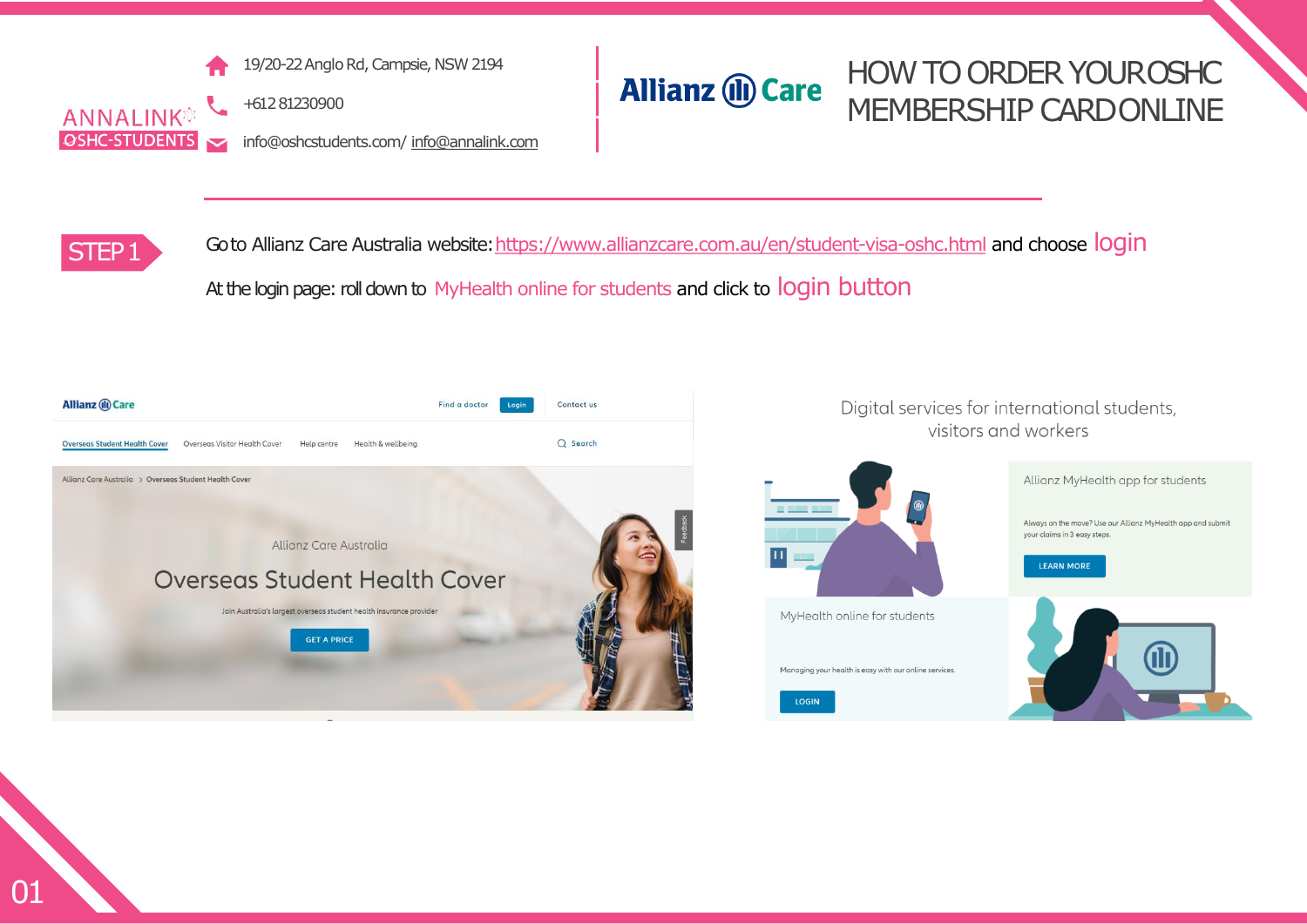ANNALINK OSHC-STUDENTS

19/20-22 Anglo Rd, Campsie, NSW 2194

+612 81230900

info@oshcstudents.com/ info@annalink.com

Allianz Care

# HOW TO ORDER YOUR OSHC MEMBERSHIP CARD ONLINE

## STEP 1

Go to Allianz Care Australia website: https://www.allianzcare.com.au/en/student-visa-oshc.html and choose login

At the login page: roll down to MyHealth online for students and click to login button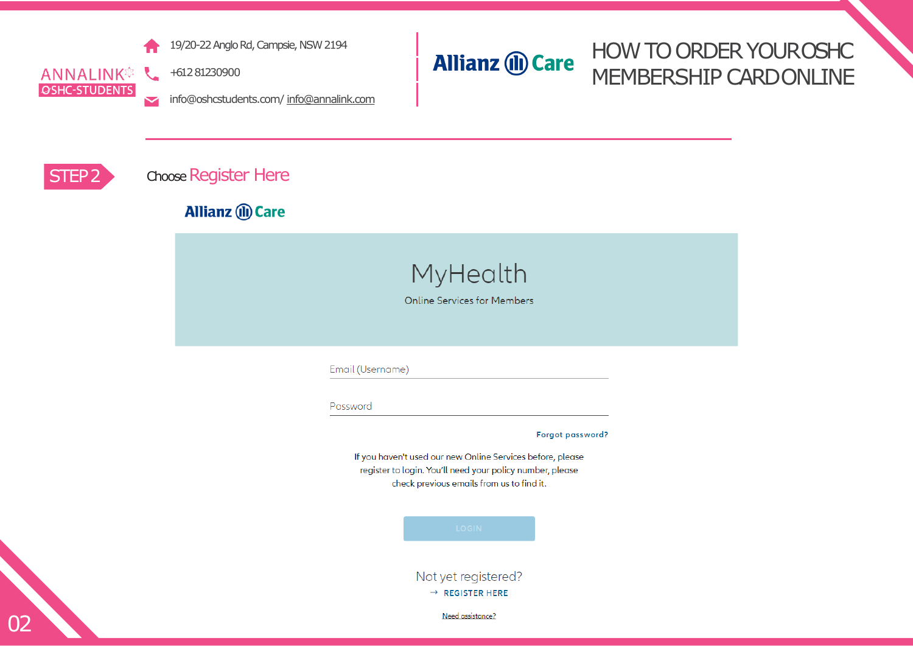ANNALINK
OSHC-STUDENTS

19/20-22 Anglo Rd, Campsie, NSW 2194

+612 81230900

info@oshcstudents.com/ info@annalink.com

Allianz Care

# HOW TO ORDER YOUR OSHC MEMBERSHIP CARD ONLINE

## STEP 2

Choose **Register Here**

Allianz Care

# MyHealth

Online Services for Members

Email (Username)

Password

Forgot password?

If you haven't used our new Online Services before, please register to login. You'll need your policy number, please check previous emails from us to find it.

LOGIN

Not yet registered?

→ REGISTER HERE

Need assistance?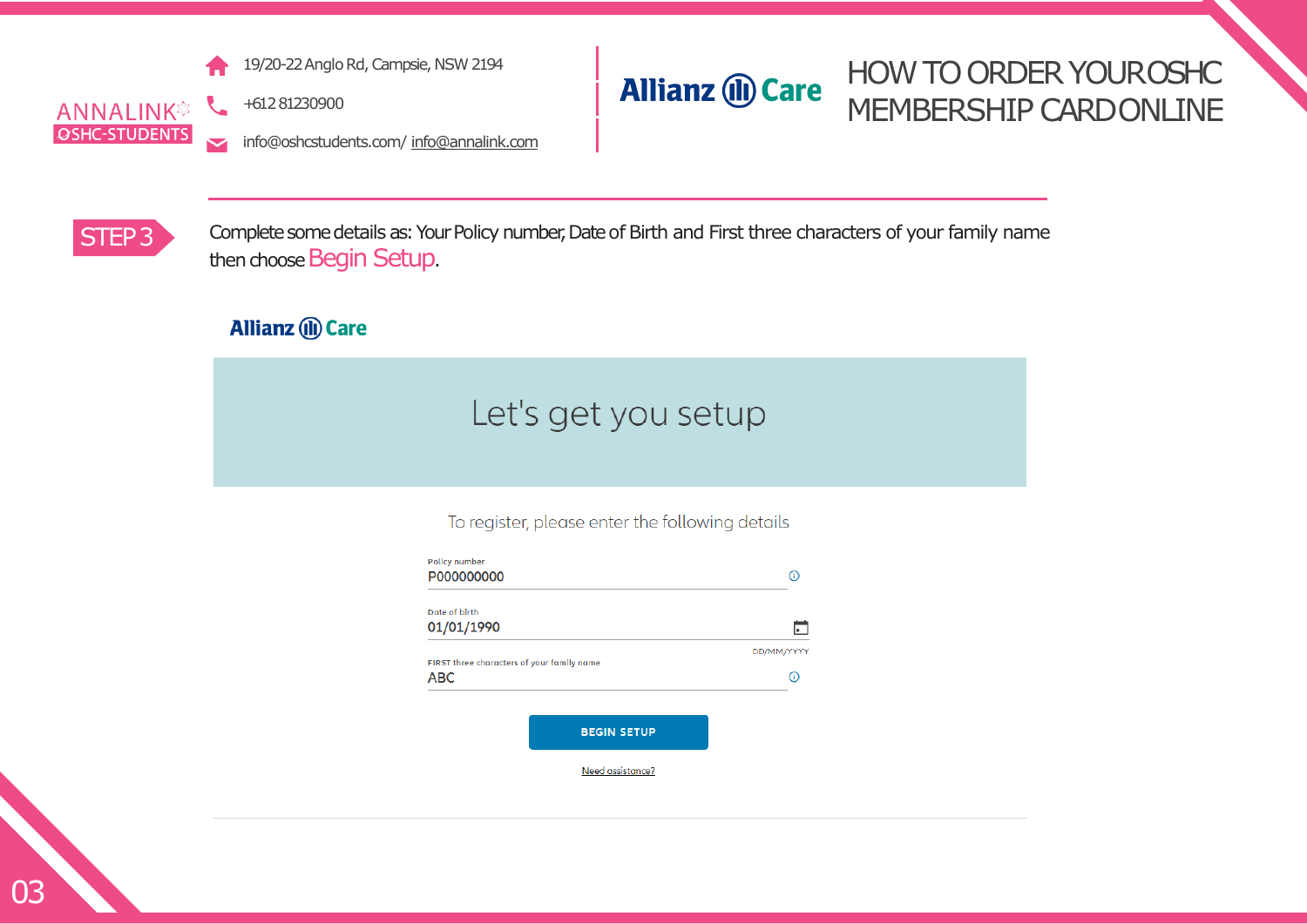ANNALINK OSHC-STUDENTS

19/20-22 Anglo Rd, Campsie, NSW 2194

+612 81230900

info@oshcstudents.com/ info@annalink.com

Allianz Care

# HOW TO ORDER YOUR OSHC MEMBERSHIP CARD ONLINE

## STEP 3

Complete some details as: Your Policy number, Date of Birth and First three characters of your family name then choose Begin Setup.

Allianz Care

Let's get you setup

To register, please enter the following details

Policy number
P000000000

Date of birth
01/01/1990
DD/MM/YYYY

FIRST three characters of your family name
ABC

BEGIN SETUP

Need assistance?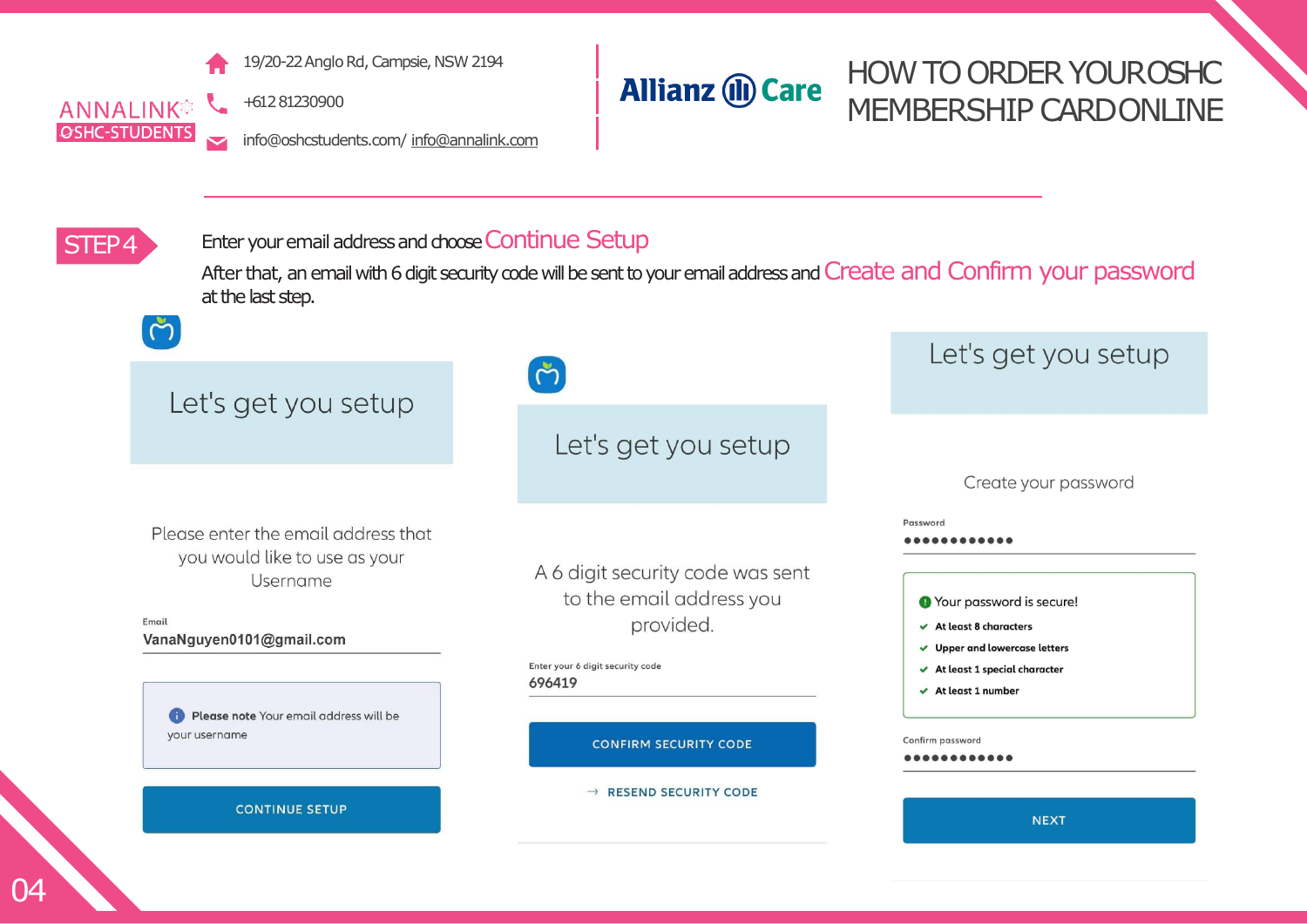ANNALINK
OSHC-STUDENTS

19/20-22 Anglo Rd, Campsie, NSW 2194

+612 81230900

info@oshcstudents.com/ info@annalink.com

Allianz Care

# HOW TO ORDER YOUR OSHC MEMBERSHIP CARD ONLINE

## STEP 4

Enter your email address and choose **Continue Setup**

After that, an email with 6 digit security code will be sent to your email address and **Create and Confirm your password** at the last step.

### Let's get you setup

Please enter the email address that you would like to use as your Username

Email
VanaNguyen0101@gmail.com

**Please note** Your email address will be your username

CONTINUE SETUP

### Let's get you setup

A 6 digit security code was sent to the email address you provided.

Enter your 6 digit security code
696419

CONFIRM SECURITY CODE

→ RESEND SECURITY CODE

### Let's get you setup

Create your password

Password
●●●●●●●●●●●●

Your password is secure!

- At least 8 characters
- Upper and lowercase letters
- At least 1 special character
- At least 1 number

Confirm password
●●●●●●●●●●●●

NEXT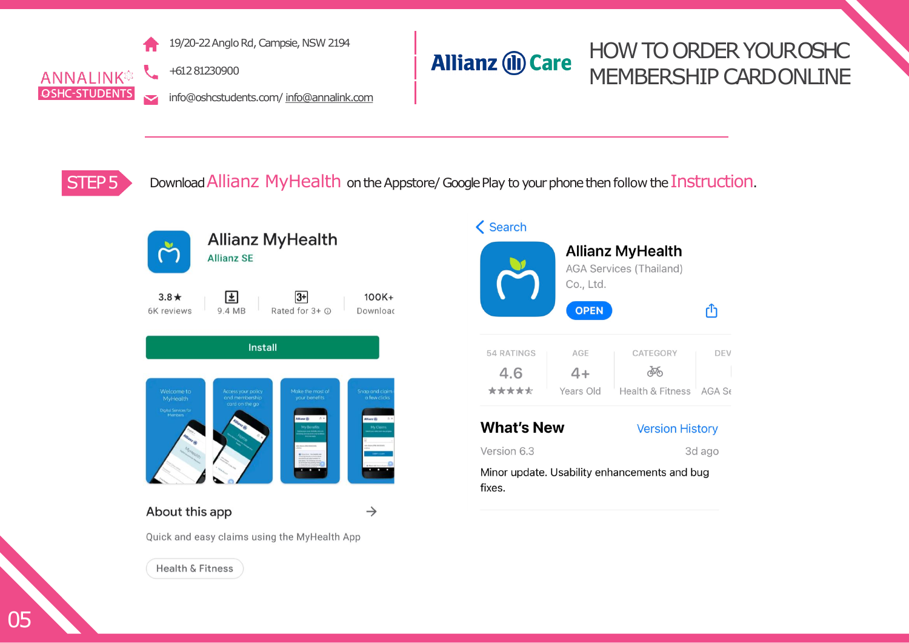ANNALINK
OSHC-STUDENTS

19/20-22 Anglo Rd, Campsie, NSW 2194

+612 81230900

info@oshcstudents.com/ info@annalink.com

Allianz Care

# HOW TO ORDER YOUR OSHC MEMBERSHIP CARD ONLINE

**STEP 5** Download Allianz MyHealth on the Appstore/ Google Play to your phone then follow the Instruction.

Allianz MyHealth
Allianz SE

3.8★ 6K reviews | 9.4 MB | Rated for 3+ | 100K+ Downloads

Install

Welcome to MyHealth — Digital Services for Members

Access your policy and membership card on the go

Make the most of your benefits

Snap and claim a few clicks

About this app

Quick and easy claims using the MyHealth App

Health & Fitness

Search

Allianz MyHealth
AGA Services (Thailand) Co., Ltd.

OPEN

54 RATINGS 4.6 ★★★★★ | AGE 4+ Years Old | CATEGORY Health & Fitness | DEV AGA Se

What's New — Version History

Version 6.3 — 3d ago

Minor update. Usability enhancements and bug fixes.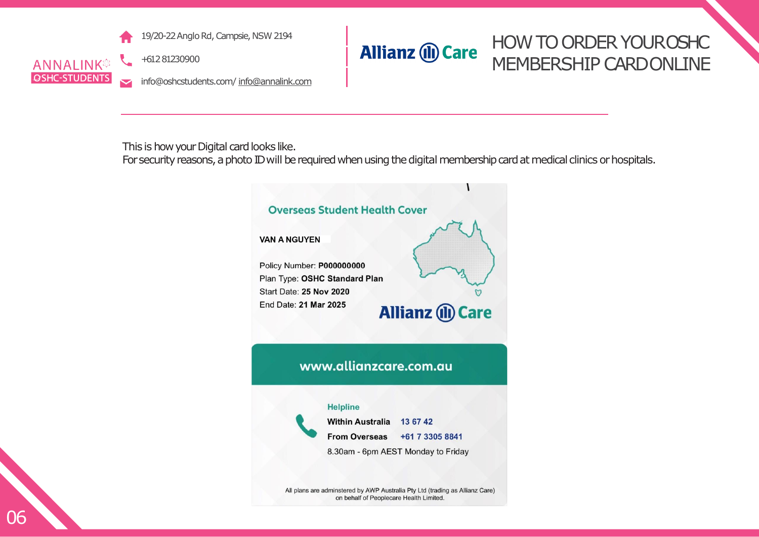ANNALINK
OSHC-STUDENTS

19/20-22 Anglo Rd, Campsie, NSW 2194

+612 81230900

info@oshcstudents.com/ info@annalink.com

Allianz Care

# HOW TO ORDER YOUR OSHC MEMBERSHIP CARD ONLINE

This is how your Digital card looks like.
For security reasons, a photo ID will be required when using the digital membership card at medical clinics or hospitals.

Overseas Student Health Cover

VAN A NGUYEN

Policy Number: **P000000000**
Plan Type: **OSHC Standard Plan**
Start Date: **25 Nov 2020**
End Date: **21 Mar 2025**

Allianz Care

www.allianzcare.com.au

**Helpline**

**Within Australia** 13 67 42
**From Overseas** +61 7 3305 8841
8.30am - 6pm AEST Monday to Friday

All plans are adminstered by AWP Australia Pty Ltd (trading as Allianz Care) on behalf of Peoplecare Health Limited.